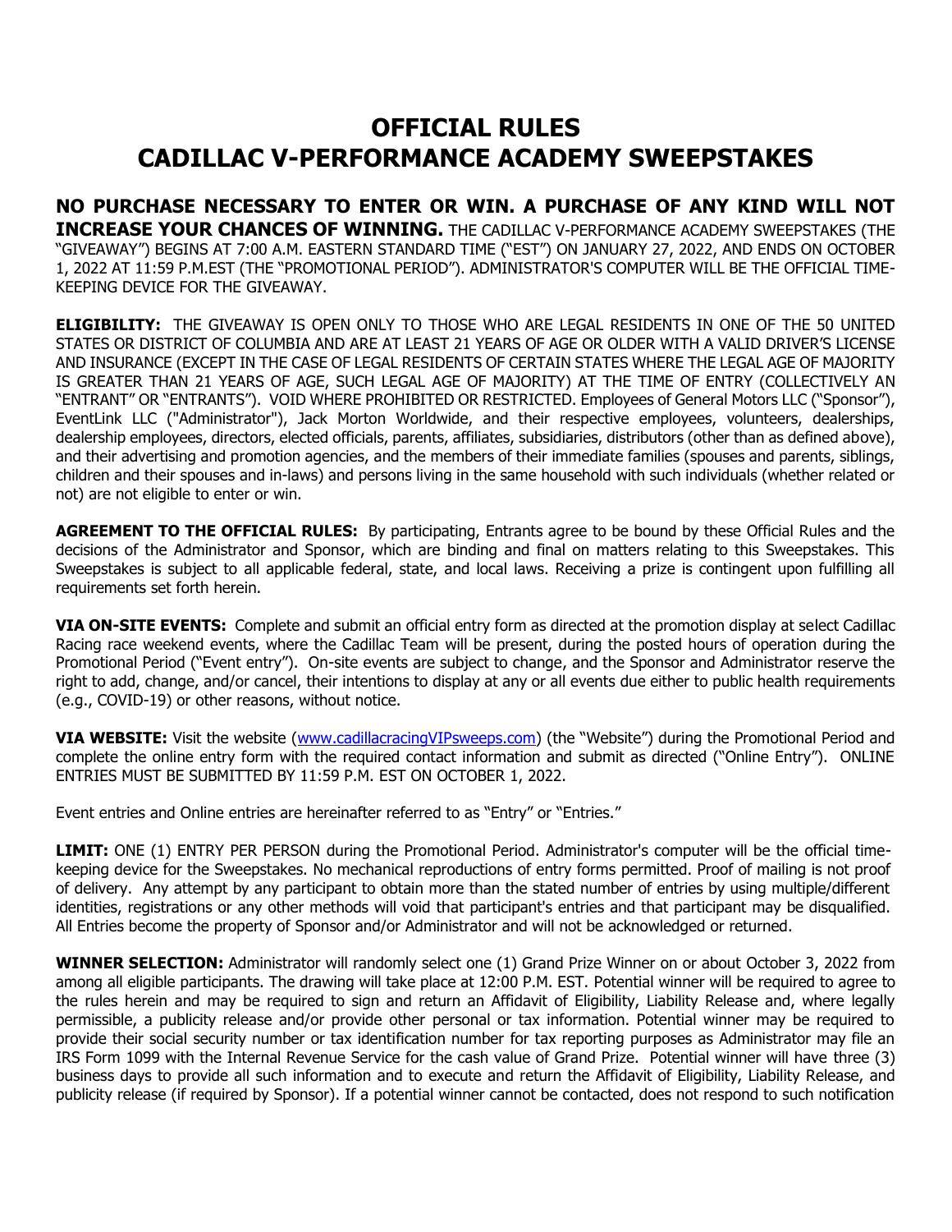# OFFICIAL RULES
# CADILLAC V-PERFORMANCE ACADEMY SWEEPSTAKES

**NO PURCHASE NECESSARY TO ENTER OR WIN. A PURCHASE OF ANY KIND WILL NOT INCREASE YOUR CHANCES OF WINNING.** THE CADILLAC V-PERFORMANCE ACADEMY SWEEPSTAKES (THE "GIVEAWAY") BEGINS AT 7:00 A.M. EASTERN STANDARD TIME ("EST") ON JANUARY 27, 2022, AND ENDS ON OCTOBER 1, 2022 AT 11:59 P.M.EST (THE "PROMOTIONAL PERIOD"). ADMINISTRATOR'S COMPUTER WILL BE THE OFFICIAL TIME-KEEPING DEVICE FOR THE GIVEAWAY.

**ELIGIBILITY:** THE GIVEAWAY IS OPEN ONLY TO THOSE WHO ARE LEGAL RESIDENTS IN ONE OF THE 50 UNITED STATES OR DISTRICT OF COLUMBIA AND ARE AT LEAST 21 YEARS OF AGE OR OLDER WITH A VALID DRIVER'S LICENSE AND INSURANCE (EXCEPT IN THE CASE OF LEGAL RESIDENTS OF CERTAIN STATES WHERE THE LEGAL AGE OF MAJORITY IS GREATER THAN 21 YEARS OF AGE, SUCH LEGAL AGE OF MAJORITY) AT THE TIME OF ENTRY (COLLECTIVELY AN "ENTRANT" OR "ENTRANTS"). VOID WHERE PROHIBITED OR RESTRICTED. Employees of General Motors LLC ("Sponsor"), EventLink LLC ("Administrator"), Jack Morton Worldwide, and their respective employees, volunteers, dealerships, dealership employees, directors, elected officials, parents, affiliates, subsidiaries, distributors (other than as defined above), and their advertising and promotion agencies, and the members of their immediate families (spouses and parents, siblings, children and their spouses and in-laws) and persons living in the same household with such individuals (whether related or not) are not eligible to enter or win.

**AGREEMENT TO THE OFFICIAL RULES:** By participating, Entrants agree to be bound by these Official Rules and the decisions of the Administrator and Sponsor, which are binding and final on matters relating to this Sweepstakes. This Sweepstakes is subject to all applicable federal, state, and local laws. Receiving a prize is contingent upon fulfilling all requirements set forth herein.

**VIA ON-SITE EVENTS:** Complete and submit an official entry form as directed at the promotion display at select Cadillac Racing race weekend events, where the Cadillac Team will be present, during the posted hours of operation during the Promotional Period ("Event entry"). On-site events are subject to change, and the Sponsor and Administrator reserve the right to add, change, and/or cancel, their intentions to display at any or all events due either to public health requirements (e.g., COVID-19) or other reasons, without notice.

**VIA WEBSITE:** Visit the website (www.cadillacracingVIPsweeps.com) (the "Website") during the Promotional Period and complete the online entry form with the required contact information and submit as directed ("Online Entry"). ONLINE ENTRIES MUST BE SUBMITTED BY 11:59 P.M. EST ON OCTOBER 1, 2022.

Event entries and Online entries are hereinafter referred to as "Entry" or "Entries."

**LIMIT:** ONE (1) ENTRY PER PERSON during the Promotional Period. Administrator's computer will be the official time-keeping device for the Sweepstakes. No mechanical reproductions of entry forms permitted. Proof of mailing is not proof of delivery. Any attempt by any participant to obtain more than the stated number of entries by using multiple/different identities, registrations or any other methods will void that participant's entries and that participant may be disqualified. All Entries become the property of Sponsor and/or Administrator and will not be acknowledged or returned.

**WINNER SELECTION:** Administrator will randomly select one (1) Grand Prize Winner on or about October 3, 2022 from among all eligible participants. The drawing will take place at 12:00 P.M. EST. Potential winner will be required to agree to the rules herein and may be required to sign and return an Affidavit of Eligibility, Liability Release and, where legally permissible, a publicity release and/or provide other personal or tax information. Potential winner may be required to provide their social security number or tax identification number for tax reporting purposes as Administrator may file an IRS Form 1099 with the Internal Revenue Service for the cash value of Grand Prize. Potential winner will have three (3) business days to provide all such information and to execute and return the Affidavit of Eligibility, Liability Release, and publicity release (if required by Sponsor). If a potential winner cannot be contacted, does not respond to such notification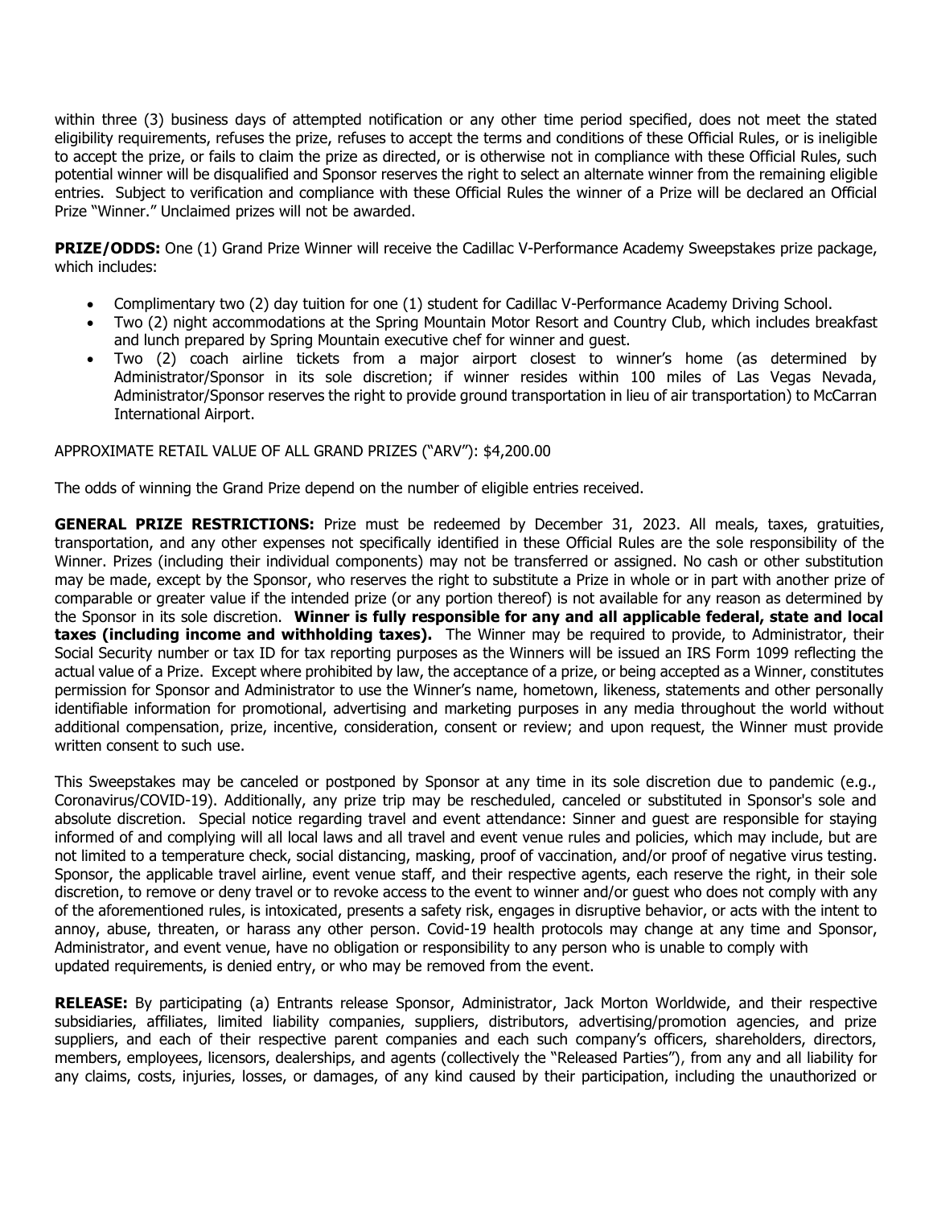within three (3) business days of attempted notification or any other time period specified, does not meet the stated eligibility requirements, refuses the prize, refuses to accept the terms and conditions of these Official Rules, or is ineligible to accept the prize, or fails to claim the prize as directed, or is otherwise not in compliance with these Official Rules, such potential winner will be disqualified and Sponsor reserves the right to select an alternate winner from the remaining eligible entries. Subject to verification and compliance with these Official Rules the winner of a Prize will be declared an Official Prize "Winner." Unclaimed prizes will not be awarded.

**PRIZE/ODDS:** One (1) Grand Prize Winner will receive the Cadillac V-Performance Academy Sweepstakes prize package, which includes:

- Complimentary two (2) day tuition for one (1) student for Cadillac V-Performance Academy Driving School.
- Two (2) night accommodations at the Spring Mountain Motor Resort and Country Club, which includes breakfast and lunch prepared by Spring Mountain executive chef for winner and guest.
- Two (2) coach airline tickets from a major airport closest to winner's home (as determined by Administrator/Sponsor in its sole discretion; if winner resides within 100 miles of Las Vegas Nevada, Administrator/Sponsor reserves the right to provide ground transportation in lieu of air transportation) to McCarran International Airport.

APPROXIMATE RETAIL VALUE OF ALL GRAND PRIZES ("ARV"): $4,200.00

The odds of winning the Grand Prize depend on the number of eligible entries received.

**GENERAL PRIZE RESTRICTIONS:** Prize must be redeemed by December 31, 2023. All meals, taxes, gratuities, transportation, and any other expenses not specifically identified in these Official Rules are the sole responsibility of the Winner. Prizes (including their individual components) may not be transferred or assigned. No cash or other substitution may be made, except by the Sponsor, who reserves the right to substitute a Prize in whole or in part with another prize of comparable or greater value if the intended prize (or any portion thereof) is not available for any reason as determined by the Sponsor in its sole discretion. **Winner is fully responsible for any and all applicable federal, state and local taxes (including income and withholding taxes).** The Winner may be required to provide, to Administrator, their Social Security number or tax ID for tax reporting purposes as the Winners will be issued an IRS Form 1099 reflecting the actual value of a Prize. Except where prohibited by law, the acceptance of a prize, or being accepted as a Winner, constitutes permission for Sponsor and Administrator to use the Winner's name, hometown, likeness, statements and other personally identifiable information for promotional, advertising and marketing purposes in any media throughout the world without additional compensation, prize, incentive, consideration, consent or review; and upon request, the Winner must provide written consent to such use.

This Sweepstakes may be canceled or postponed by Sponsor at any time in its sole discretion due to pandemic (e.g., Coronavirus/COVID-19). Additionally, any prize trip may be rescheduled, canceled or substituted in Sponsor's sole and absolute discretion. Special notice regarding travel and event attendance: Sinner and guest are responsible for staying informed of and complying will all local laws and all travel and event venue rules and policies, which may include, but are not limited to a temperature check, social distancing, masking, proof of vaccination, and/or proof of negative virus testing. Sponsor, the applicable travel airline, event venue staff, and their respective agents, each reserve the right, in their sole discretion, to remove or deny travel or to revoke access to the event to winner and/or guest who does not comply with any of the aforementioned rules, is intoxicated, presents a safety risk, engages in disruptive behavior, or acts with the intent to annoy, abuse, threaten, or harass any other person. Covid-19 health protocols may change at any time and Sponsor, Administrator, and event venue, have no obligation or responsibility to any person who is unable to comply with updated requirements, is denied entry, or who may be removed from the event.

**RELEASE:** By participating (a) Entrants release Sponsor, Administrator, Jack Morton Worldwide, and their respective subsidiaries, affiliates, limited liability companies, suppliers, distributors, advertising/promotion agencies, and prize suppliers, and each of their respective parent companies and each such company's officers, shareholders, directors, members, employees, licensors, dealerships, and agents (collectively the "Released Parties"), from any and all liability for any claims, costs, injuries, losses, or damages, of any kind caused by their participation, including the unauthorized or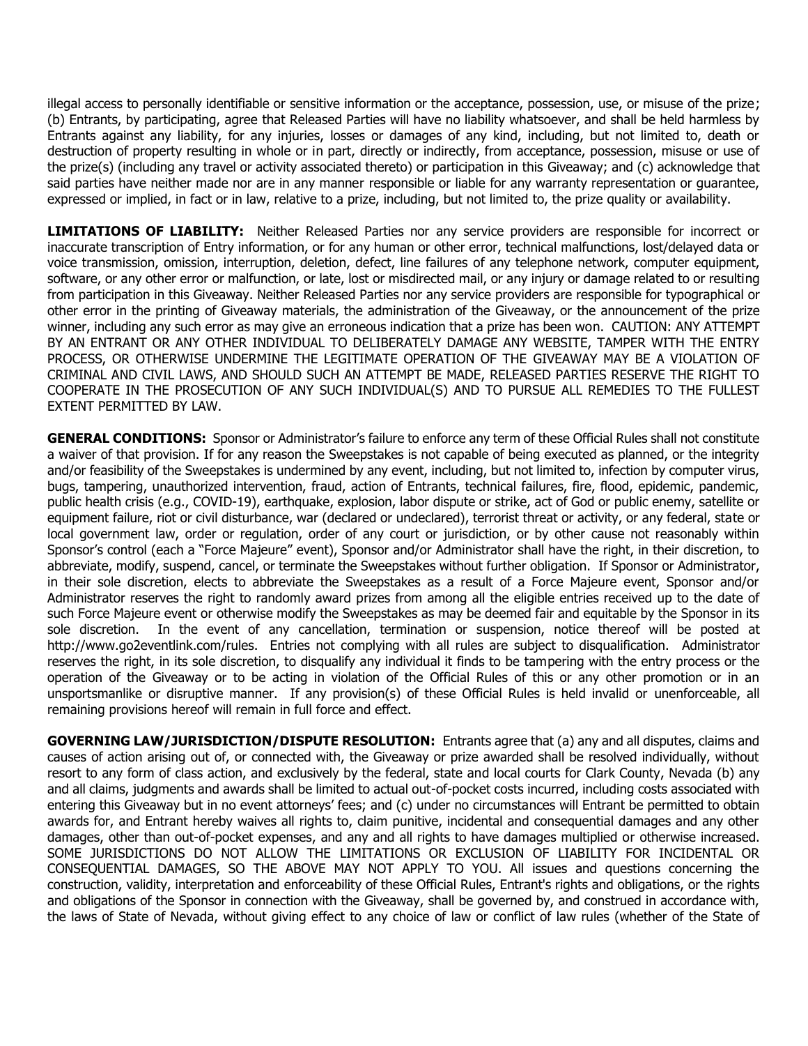illegal access to personally identifiable or sensitive information or the acceptance, possession, use, or misuse of the prize; (b) Entrants, by participating, agree that Released Parties will have no liability whatsoever, and shall be held harmless by Entrants against any liability, for any injuries, losses or damages of any kind, including, but not limited to, death or destruction of property resulting in whole or in part, directly or indirectly, from acceptance, possession, misuse or use of the prize(s) (including any travel or activity associated thereto) or participation in this Giveaway; and (c) acknowledge that said parties have neither made nor are in any manner responsible or liable for any warranty representation or guarantee, expressed or implied, in fact or in law, relative to a prize, including, but not limited to, the prize quality or availability.

**LIMITATIONS OF LIABILITY:** Neither Released Parties nor any service providers are responsible for incorrect or inaccurate transcription of Entry information, or for any human or other error, technical malfunctions, lost/delayed data or voice transmission, omission, interruption, deletion, defect, line failures of any telephone network, computer equipment, software, or any other error or malfunction, or late, lost or misdirected mail, or any injury or damage related to or resulting from participation in this Giveaway. Neither Released Parties nor any service providers are responsible for typographical or other error in the printing of Giveaway materials, the administration of the Giveaway, or the announcement of the prize winner, including any such error as may give an erroneous indication that a prize has been won. CAUTION: ANY ATTEMPT BY AN ENTRANT OR ANY OTHER INDIVIDUAL TO DELIBERATELY DAMAGE ANY WEBSITE, TAMPER WITH THE ENTRY PROCESS, OR OTHERWISE UNDERMINE THE LEGITIMATE OPERATION OF THE GIVEAWAY MAY BE A VIOLATION OF CRIMINAL AND CIVIL LAWS, AND SHOULD SUCH AN ATTEMPT BE MADE, RELEASED PARTIES RESERVE THE RIGHT TO COOPERATE IN THE PROSECUTION OF ANY SUCH INDIVIDUAL(S) AND TO PURSUE ALL REMEDIES TO THE FULLEST EXTENT PERMITTED BY LAW.

**GENERAL CONDITIONS:** Sponsor or Administrator's failure to enforce any term of these Official Rules shall not constitute a waiver of that provision. If for any reason the Sweepstakes is not capable of being executed as planned, or the integrity and/or feasibility of the Sweepstakes is undermined by any event, including, but not limited to, infection by computer virus, bugs, tampering, unauthorized intervention, fraud, action of Entrants, technical failures, fire, flood, epidemic, pandemic, public health crisis (e.g., COVID-19), earthquake, explosion, labor dispute or strike, act of God or public enemy, satellite or equipment failure, riot or civil disturbance, war (declared or undeclared), terrorist threat or activity, or any federal, state or local government law, order or regulation, order of any court or jurisdiction, or by other cause not reasonably within Sponsor's control (each a "Force Majeure" event), Sponsor and/or Administrator shall have the right, in their discretion, to abbreviate, modify, suspend, cancel, or terminate the Sweepstakes without further obligation. If Sponsor or Administrator, in their sole discretion, elects to abbreviate the Sweepstakes as a result of a Force Majeure event, Sponsor and/or Administrator reserves the right to randomly award prizes from among all the eligible entries received up to the date of such Force Majeure event or otherwise modify the Sweepstakes as may be deemed fair and equitable by the Sponsor in its sole discretion. In the event of any cancellation, termination or suspension, notice thereof will be posted at http://www.go2eventlink.com/rules. Entries not complying with all rules are subject to disqualification. Administrator reserves the right, in its sole discretion, to disqualify any individual it finds to be tampering with the entry process or the operation of the Giveaway or to be acting in violation of the Official Rules of this or any other promotion or in an unsportsmanlike or disruptive manner. If any provision(s) of these Official Rules is held invalid or unenforceable, all remaining provisions hereof will remain in full force and effect.

**GOVERNING LAW/JURISDICTION/DISPUTE RESOLUTION:** Entrants agree that (a) any and all disputes, claims and causes of action arising out of, or connected with, the Giveaway or prize awarded shall be resolved individually, without resort to any form of class action, and exclusively by the federal, state and local courts for Clark County, Nevada (b) any and all claims, judgments and awards shall be limited to actual out-of-pocket costs incurred, including costs associated with entering this Giveaway but in no event attorneys' fees; and (c) under no circumstances will Entrant be permitted to obtain awards for, and Entrant hereby waives all rights to, claim punitive, incidental and consequential damages and any other damages, other than out-of-pocket expenses, and any and all rights to have damages multiplied or otherwise increased. SOME JURISDICTIONS DO NOT ALLOW THE LIMITATIONS OR EXCLUSION OF LIABILITY FOR INCIDENTAL OR CONSEQUENTIAL DAMAGES, SO THE ABOVE MAY NOT APPLY TO YOU. All issues and questions concerning the construction, validity, interpretation and enforceability of these Official Rules, Entrant's rights and obligations, or the rights and obligations of the Sponsor in connection with the Giveaway, shall be governed by, and construed in accordance with, the laws of State of Nevada, without giving effect to any choice of law or conflict of law rules (whether of the State of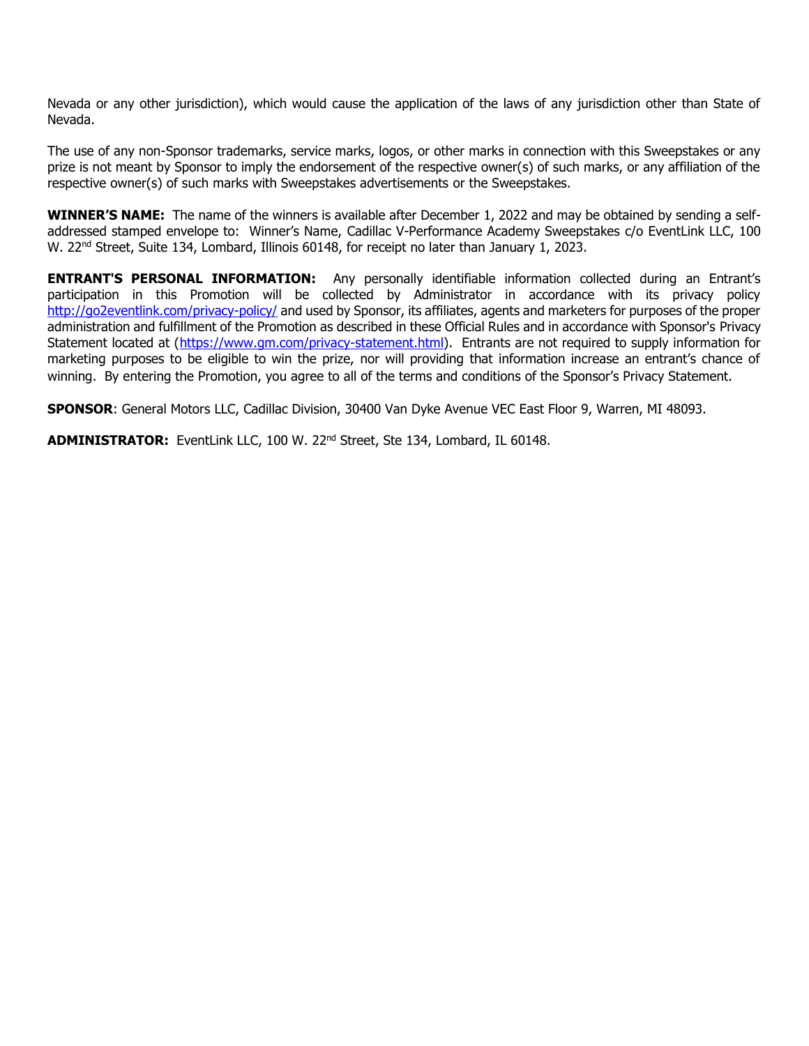Nevada or any other jurisdiction), which would cause the application of the laws of any jurisdiction other than State of Nevada.

The use of any non-Sponsor trademarks, service marks, logos, or other marks in connection with this Sweepstakes or any prize is not meant by Sponsor to imply the endorsement of the respective owner(s) of such marks, or any affiliation of the respective owner(s) of such marks with Sweepstakes advertisements or the Sweepstakes.

**WINNER'S NAME:** The name of the winners is available after December 1, 2022 and may be obtained by sending a self-addressed stamped envelope to: Winner's Name, Cadillac V-Performance Academy Sweepstakes c/o EventLink LLC, 100 W. 22nd Street, Suite 134, Lombard, Illinois 60148, for receipt no later than January 1, 2023.

**ENTRANT'S PERSONAL INFORMATION:** Any personally identifiable information collected during an Entrant's participation in this Promotion will be collected by Administrator in accordance with its privacy policy http://go2eventlink.com/privacy-policy/ and used by Sponsor, its affiliates, agents and marketers for purposes of the proper administration and fulfillment of the Promotion as described in these Official Rules and in accordance with Sponsor's Privacy Statement located at (https://www.gm.com/privacy-statement.html). Entrants are not required to supply information for marketing purposes to be eligible to win the prize, nor will providing that information increase an entrant's chance of winning. By entering the Promotion, you agree to all of the terms and conditions of the Sponsor's Privacy Statement.

**SPONSOR**: General Motors LLC, Cadillac Division, 30400 Van Dyke Avenue VEC East Floor 9, Warren, MI 48093.

**ADMINISTRATOR:** EventLink LLC, 100 W. 22nd Street, Ste 134, Lombard, IL 60148.